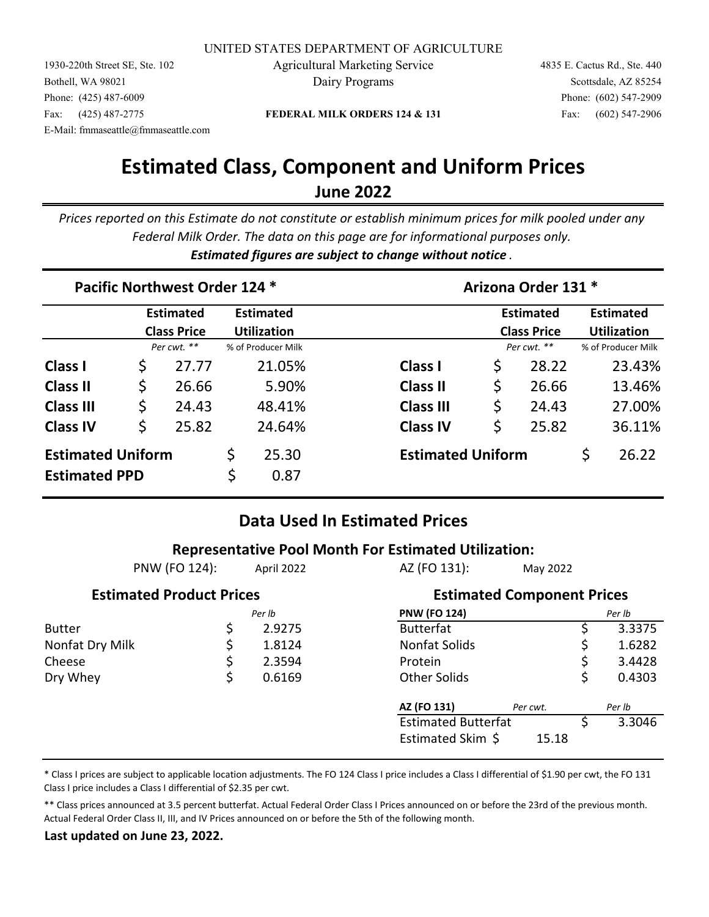UNITED STATES DEPARTMENT OF AGRICULTURE

Agricultural Marketing Service

Dairy Programs

1930-220th Street SE, Ste. 102
Bothell, WA 98021
Phone: (425) 487-6009
Fax: (425) 487-2775
E-Mail: fmmaseattle@fmmaseattle.com

4835 E. Cactus Rd., Ste. 440
Scottsdale, AZ 85254
Phone: (602) 547-2909
Fax: (602) 547-2906

**FEDERAL MILK ORDERS 124 & 131**

# Estimated Class, Component and Uniform Prices

## June 2022

*Prices reported on this Estimate do not constitute or establish minimum prices for milk pooled under any Federal Milk Order. The data on this page are for informational purposes only.*
***Estimated figures are subject to change without notice*** *.*

| Pacific Northwest Order 124 * | Estimated Class Price | Estimated Utilization |
|---|---|---|
| | Per cwt. ** | % of Producer Milk |
| **Class I** | $ 27.77 | 21.05% |
| **Class II** | $ 26.66 | 5.90% |
| **Class III** | $ 24.43 | 48.41% |
| **Class IV** | $ 25.82 | 24.64% |
| **Estimated Uniform** | | $ 25.30 |
| **Estimated PPD** | | $ 0.87 |

| Arizona Order 131 * | Estimated Class Price | Estimated Utilization |
|---|---|---|
| | Per cwt. ** | % of Producer Milk |
| **Class I** | $ 28.22 | 23.43% |
| **Class II** | $ 26.66 | 13.46% |
| **Class III** | $ 24.43 | 27.00% |
| **Class IV** | $ 25.82 | 36.11% |
| **Estimated Uniform** | | $ 26.22 |

## Data Used In Estimated Prices

### Representative Pool Month For Estimated Utilization:

PNW (FO 124): April 2022 AZ (FO 131): May 2022

### Estimated Product Prices

| | Per lb |
|---|---|
| Butter | $ 2.9275 |
| Nonfat Dry Milk | $ 1.8124 |
| Cheese | $ 2.3594 |
| Dry Whey | $ 0.6169 |

### Estimated Component Prices

| PNW (FO 124) | | Per lb |
|---|---|---|
| Butterfat | | $ 3.3375 |
| Nonfat Solids | | $ 1.6282 |
| Protein | | $ 3.4428 |
| Other Solids | | $ 0.4303 |
| **AZ (FO 131)** | *Per cwt.* | *Per lb* |
| Estimated Butterfat | | $ 3.3046 |
| Estimated Skim $ | 15.18 | |

\* Class I prices are subject to applicable location adjustments. The FO 124 Class I price includes a Class I differential of $1.90 per cwt, the FO 131 Class I price includes a Class I differential of $2.35 per cwt.

\*\* Class prices announced at 3.5 percent butterfat. Actual Federal Order Class I Prices announced on or before the 23rd of the previous month. Actual Federal Order Class II, III, and IV Prices announced on or before the 5th of the following month.

**Last updated on June 23, 2022.**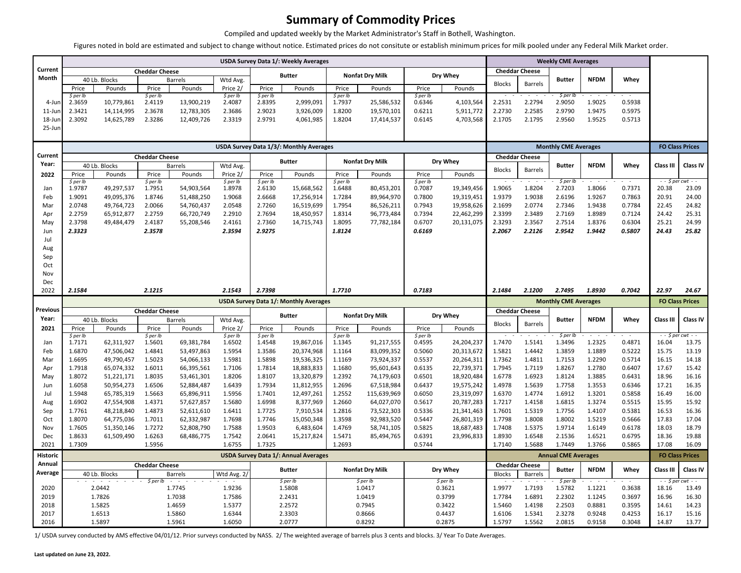# Summary of Commodity Prices

Compiled and updated weekly by the Market Administrator's Staff in Bothell, Washington.

Figures noted in bold are estimated and subject to change without notice. Estimated prices do not consitute or establish minimum prices for milk pooled under any Federal Milk Market order.

## USDA Survey Data 1/: Weekly Averages / Weekly CME Averages

| Current Month | Cheddar Cheese 40 Lb. Blocks Price ($ per lb) | 40 Lb. Blocks Pounds | Barrels Price ($ per lb) | Barrels Pounds | Wtd Avg. Price 2/ ($ per lb) | Butter Price ($ per lb) | Butter Pounds | Nonfat Dry Milk Price ($ per lb) | Nonfat Dry Milk Pounds | Dry Whey Price ($ per lb) | Dry Whey Pounds | CME Cheddar Blocks | CME Cheddar Barrels | CME Butter ($ per lb) | CME NFDM | CME Whey |
|---|---|---|---|---|---|---|---|---|---|---|---|---|---|---|---|---|
| 4-Jun | 2.3659 | 10,779,861 | 2.4119 | 13,900,219 | 2.4087 | 2.8395 | 2,999,091 | 1.7937 | 25,586,532 | 0.6346 | 4,103,564 | 2.2531 | 2.2794 | 2.9050 | 1.9025 | 0.5938 |
| 11-Jun | 2.3421 | 14,114,995 | 2.3678 | 12,783,305 | 2.3686 | 2.9023 | 3,926,009 | 1.8200 | 19,570,101 | 0.6211 | 5,911,772 | 2.2730 | 2.2585 | 2.9790 | 1.9475 | 0.5975 |
| 18-Jun | 2.3092 | 14,625,789 | 2.3286 | 12,409,726 | 2.3319 | 2.9791 | 4,061,985 | 1.8204 | 17,414,537 | 0.6145 | 4,703,568 | 2.1705 | 2.1795 | 2.9560 | 1.9525 | 0.5713 |
| 25-Jun | | | | | | | | | | | | | | | | |

## USDA Survey Data 1/3/: Monthly Averages / Monthly CME Averages / FO Class Prices

| Current Year: 2022 | Cheddar Cheese 40 Lb. Blocks Price ($ per lb) | 40 Lb. Blocks Pounds | Barrels Price ($ per lb) | Barrels Pounds | Wtd Avg. Price 2/ ($ per lb) | Butter Price ($ per lb) | Butter Pounds | Nonfat Dry Milk Price ($ per lb) | Nonfat Dry Milk Pounds | Dry Whey Price ($ per lb) | Dry Whey Pounds | CME Cheddar Blocks | CME Cheddar Barrels | CME Butter ($ per lb) | CME NFDM | CME Whey | Class III ($ per cwt) | Class IV ($ per cwt) |
|---|---|---|---|---|---|---|---|---|---|---|---|---|---|---|---|---|---|---|
| Jan | 1.9787 | 49,297,537 | 1.7951 | 54,903,564 | 1.8978 | 2.6130 | 15,668,562 | 1.6488 | 80,453,201 | 0.7087 | 19,349,456 | 1.9065 | 1.8204 | 2.7203 | 1.8066 | 0.7371 | 20.38 | 23.09 |
| Feb | 1.9091 | 49,095,376 | 1.8746 | 51,488,250 | 1.9068 | 2.6668 | 17,256,914 | 1.7284 | 89,964,970 | 0.7800 | 19,319,451 | 1.9379 | 1.9038 | 2.6196 | 1.9267 | 0.7863 | 20.91 | 24.00 |
| Mar | 2.0748 | 49,764,723 | 2.0066 | 54,760,437 | 2.0548 | 2.7260 | 16,519,699 | 1.7954 | 86,526,211 | 0.7943 | 19,958,626 | 2.1699 | 2.0774 | 2.7346 | 1.9438 | 0.7784 | 22.45 | 24.82 |
| Apr | 2.2759 | 65,912,877 | 2.2759 | 66,720,749 | 2.2910 | 2.7694 | 18,450,957 | 1.8314 | 96,773,484 | 0.7394 | 22,462,299 | 2.3399 | 2.3489 | 2.7169 | 1.8989 | 0.7124 | 24.42 | 25.31 |
| May | 2.3798 | 49,484,479 | 2.4187 | 55,208,546 | 2.4161 | 2.7360 | 14,715,743 | 1.8095 | 77,782,184 | 0.6707 | 20,131,075 | 2.3293 | 2.3567 | 2.7514 | 1.8376 | 0.6304 | 25.21 | 24.99 |
| Jun | ***2.3323*** | | ***2.3578*** | | ***2.3594*** | ***2.9275*** | | ***1.8124*** | | ***0.6169*** | | ***2.2067*** | ***2.2126*** | ***2.9542*** | ***1.9442*** | ***0.5807*** | ***24.43*** | ***25.82*** |
| Jul | | | | | | | | | | | | | | | | | | |
| Aug | | | | | | | | | | | | | | | | | | |
| Sep | | | | | | | | | | | | | | | | | | |
| Oct | | | | | | | | | | | | | | | | | | |
| Nov | | | | | | | | | | | | | | | | | | |
| Dec | | | | | | | | | | | | | | | | | | |
| 2022 | ***2.1584*** | | ***2.1215*** | | ***2.1543*** | ***2.7398*** | | ***1.7710*** | | ***0.7183*** | | ***2.1484*** | ***2.1200*** | ***2.7495*** | ***1.8930*** | ***0.7042*** | ***22.97*** | ***24.67*** |

## USDA Survey Data 1/: Monthly Averages / Monthly CME Averages / FO Class Prices

| Previous Year: 2021 | Cheddar Cheese 40 Lb. Blocks Price ($ per lb) | 40 Lb. Blocks Pounds | Barrels Price ($ per lb) | Barrels Pounds | Wtd Avg. Price 2/ ($ per lb) | Butter Price ($ per lb) | Butter Pounds | Nonfat Dry Milk Price ($ per lb) | Nonfat Dry Milk Pounds | Dry Whey Price ($ per lb) | Dry Whey Pounds | CME Cheddar Blocks | CME Cheddar Barrels | CME Butter ($ per lb) | CME NFDM | CME Whey | Class III ($ per cwt) | Class IV ($ per cwt) |
|---|---|---|---|---|---|---|---|---|---|---|---|---|---|---|---|---|---|---|
| Jan | 1.7171 | 62,311,927 | 1.5601 | 69,381,784 | 1.6502 | 1.4548 | 19,867,016 | 1.1345 | 91,217,555 | 0.4595 | 24,204,237 | 1.7470 | 1.5141 | 1.3496 | 1.2325 | 0.4871 | 16.04 | 13.75 |
| Feb | 1.6870 | 47,506,042 | 1.4841 | 53,497,863 | 1.5954 | 1.3586 | 20,374,968 | 1.1164 | 83,099,352 | 0.5060 | 20,313,672 | 1.5821 | 1.4442 | 1.3859 | 1.1889 | 0.5222 | 15.75 | 13.19 |
| Mar | 1.6695 | 49,790,457 | 1.5023 | 54,066,133 | 1.5981 | 1.5898 | 19,536,325 | 1.1169 | 73,924,337 | 0.5537 | 20,264,311 | 1.7362 | 1.4811 | 1.7153 | 1.2290 | 0.5714 | 16.15 | 14.18 |
| Apr | 1.7918 | 65,074,332 | 1.6011 | 66,395,561 | 1.7106 | 1.7814 | 18,883,833 | 1.1680 | 95,601,643 | 0.6135 | 22,739,371 | 1.7945 | 1.7119 | 1.8267 | 1.2780 | 0.6407 | 17.67 | 15.42 |
| May | 1.8072 | 51,221,171 | 1.8035 | 53,461,301 | 1.8206 | 1.8107 | 13,320,879 | 1.2392 | 74,179,603 | 0.6501 | 18,920,484 | 1.6778 | 1.6923 | 1.8124 | 1.3885 | 0.6431 | 18.96 | 16.16 |
| Jun | 1.6058 | 50,954,273 | 1.6506 | 52,884,487 | 1.6439 | 1.7934 | 11,812,955 | 1.2696 | 67,518,984 | 0.6437 | 19,575,242 | 1.4978 | 1.5639 | 1.7758 | 1.3553 | 0.6346 | 17.21 | 16.35 |
| Jul | 1.5948 | 65,785,319 | 1.5663 | 65,896,911 | 1.5956 | 1.7401 | 12,497,261 | 1.2552 | 115,639,969 | 0.6050 | 23,319,097 | 1.6370 | 1.4774 | 1.6912 | 1.3201 | 0.5858 | 16.49 | 16.00 |
| Aug | 1.6902 | 47,554,908 | 1.4371 | 57,627,857 | 1.5680 | 1.6998 | 8,377,969 | 1.2660 | 64,027,070 | 0.5617 | 20,787,283 | 1.7217 | 1.4158 | 1.6815 | 1.3274 | 0.5515 | 15.95 | 15.92 |
| Sep | 1.7761 | 48,218,840 | 1.4873 | 52,611,610 | 1.6411 | 1.7725 | 7,910,534 | 1.2816 | 73,522,303 | 0.5336 | 21,341,463 | 1.7601 | 1.5319 | 1.7756 | 1.4107 | 0.5381 | 16.53 | 16.36 |
| Oct | 1.8070 | 64,775,036 | 1.7011 | 62,332,987 | 1.7698 | 1.7746 | 15,050,348 | 1.3598 | 92,983,520 | 0.5447 | 26,801,319 | 1.7798 | 1.8008 | 1.8002 | 1.5219 | 0.5666 | 17.83 | 17.04 |
| Nov | 1.7605 | 51,350,146 | 1.7272 | 52,808,790 | 1.7588 | 1.9503 | 6,483,604 | 1.4769 | 58,741,105 | 0.5825 | 18,687,483 | 1.7408 | 1.5375 | 1.9714 | 1.6149 | 0.6178 | 18.03 | 18.79 |
| Dec | 1.8633 | 61,509,490 | 1.6263 | 68,486,775 | 1.7542 | 2.0641 | 15,217,824 | 1.5471 | 85,494,765 | 0.6391 | 23,996,833 | 1.8930 | 1.6548 | 2.1536 | 1.6521 | 0.6795 | 18.36 | 19.88 |
| 2021 | 1.7309 | | 1.5956 | | 1.6755 | 1.7325 | | 1.2693 | | 0.5744 | | 1.7140 | 1.5688 | 1.7449 | 1.3766 | 0.5865 | 17.08 | 16.09 |

## USDA Survey Data 1/: Annual Averages / Annual CME Averages / FO Class Prices

| Historic Annual Average | Cheddar Cheese 40 Lb. Blocks ($ per lb) | Barrels ($ per lb) | Wtd Avg. 2/ ($ per lb) | Butter ($ per lb) | Nonfat Dry Milk ($ per lb) | Dry Whey ($ per lb) | CME Cheddar Blocks | CME Cheddar Barrels | CME Butter ($ per lb) | CME NFDM | CME Whey | Class III ($ per cwt) | Class IV ($ per cwt) |
|---|---|---|---|---|---|---|---|---|---|---|---|---|---|
| 2020 | 2.0442 | 1.7745 | 1.9236 | 1.5808 | 1.0417 | 0.3621 | 1.9977 | 1.7193 | 1.5782 | 1.1221 | 0.3638 | 18.16 | 13.49 |
| 2019 | 1.7826 | 1.7038 | 1.7586 | 2.2431 | 1.0419 | 0.3799 | 1.7784 | 1.6891 | 2.2302 | 1.1245 | 0.3697 | 16.96 | 16.30 |
| 2018 | 1.5825 | 1.4659 | 1.5377 | 2.2572 | 0.7945 | 0.3422 | 1.5460 | 1.4198 | 2.2503 | 0.8881 | 0.3595 | 14.61 | 14.23 |
| 2017 | 1.6513 | 1.5860 | 1.6344 | 2.3303 | 0.8666 | 0.4437 | 1.6106 | 1.5341 | 2.3278 | 0.9248 | 0.4253 | 16.17 | 15.16 |
| 2016 | 1.5897 | 1.5961 | 1.6050 | 2.0777 | 0.8292 | 0.2875 | 1.5797 | 1.5562 | 2.0815 | 0.9158 | 0.3048 | 14.87 | 13.77 |

1/ USDA survey conducted by AMS effective 04/01/12. Prior surveys conducted by NASS. 2/ The weighted average of barrels plus 3 cents and blocks. 3/ Year To Date Averages.

**Last updated on June 23, 2022.**